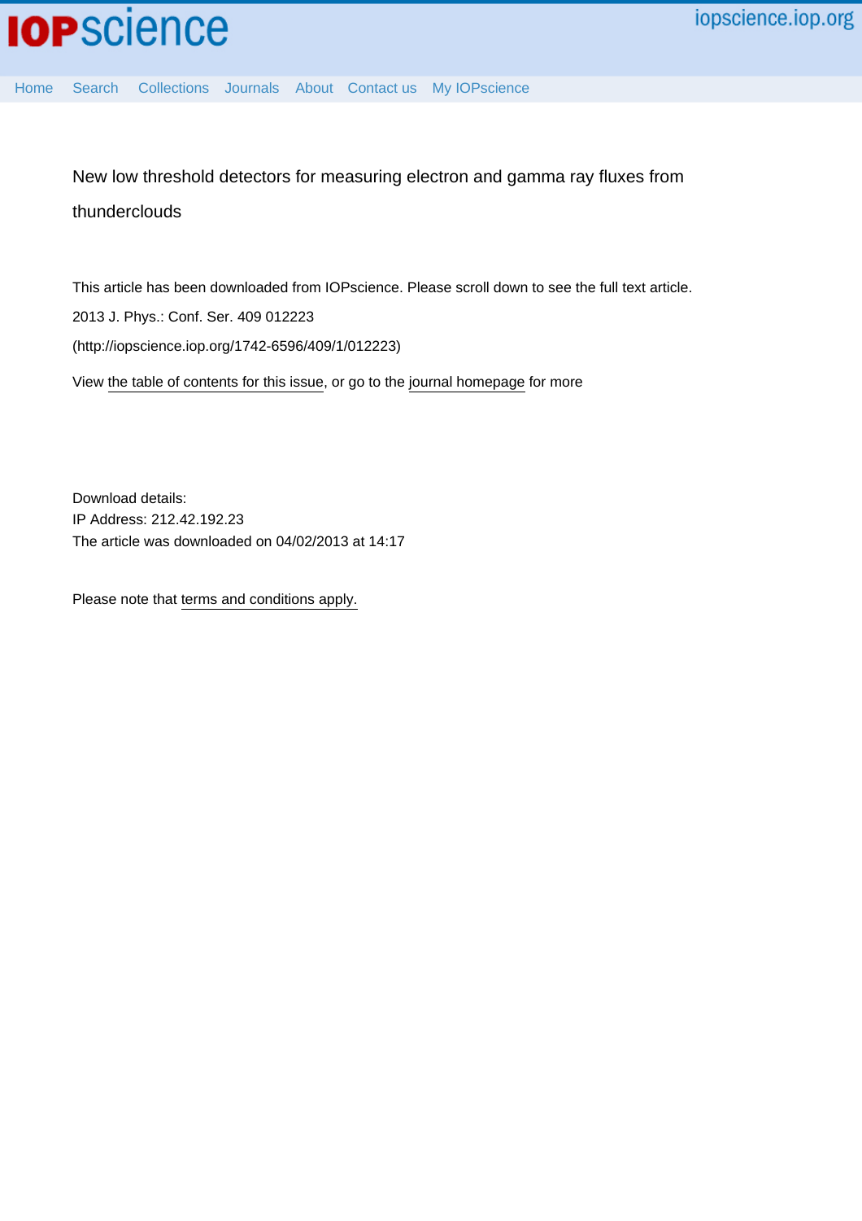# New low threshold detectors for measuring electron and gamma ray fluxes from thunderclouds

This article has been downloaded from IOPscience. Please scroll down to see the full text article.

2013 J. Phys.: Conf. Ser. 409 012223

(http://iopscience.iop.org/1742-6596/409/1/012223)

View the table of contents for this issue, or go to the journal homepage for more

Download details:

IP Address: 212.42.192.23

The article was downloaded on 04/02/2013 at 14:17

Please note that terms and conditions apply.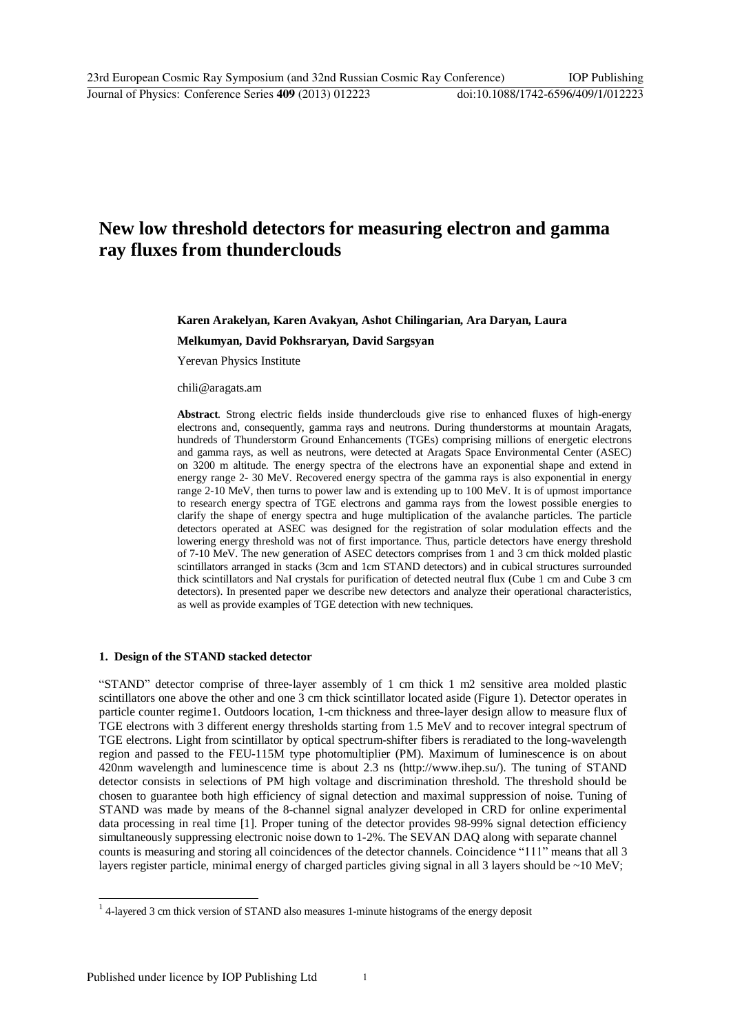# New low threshold detectors for measuring electron and gamma ray fluxes from thunderclouds

**Karen Arakelyan, Karen Avakyan, Ashot Chilingarian, Ara Daryan, Laura Melkumyan, David Pokhsraryan, David Sargsyan**

Yerevan Physics Institute

chili@aragats.am

**Abstract**. Strong electric fields inside thunderclouds give rise to enhanced fluxes of high-energy electrons and, consequently, gamma rays and neutrons. During thunderstorms at mountain Aragats, hundreds of Thunderstorm Ground Enhancements (TGEs) comprising millions of energetic electrons and gamma rays, as well as neutrons, were detected at Aragats Space Environmental Center (ASEC) on 3200 m altitude. The energy spectra of the electrons have an exponential shape and extend in energy range 2- 30 MeV. Recovered energy spectra of the gamma rays is also exponential in energy range 2-10 MeV, then turns to power law and is extending up to 100 MeV. It is of upmost importance to research energy spectra of TGE electrons and gamma rays from the lowest possible energies to clarify the shape of energy spectra and huge multiplication of the avalanche particles. The particle detectors operated at ASEC was designed for the registration of solar modulation effects and the lowering energy threshold was not of first importance. Thus, particle detectors have energy threshold of 7-10 MeV. The new generation of ASEC detectors comprises from 1 and 3 cm thick molded plastic scintillators arranged in stacks (3cm and 1cm STAND detectors) and in cubical structures surrounded thick scintillators and NaI crystals for purification of detected neutral flux (Cube 1 cm and Cube 3 cm detectors). In presented paper we describe new detectors and analyze their operational characteristics, as well as provide examples of TGE detection with new techniques.

## 1. Design of the STAND stacked detector

"STAND" detector comprise of three-layer assembly of 1 cm thick 1 m2 sensitive area molded plastic scintillators one above the other and one 3 cm thick scintillator located aside (Figure 1). Detector operates in particle counter regime[1]. Outdoors location, 1-cm thickness and three-layer design allow to measure flux of TGE electrons with 3 different energy thresholds starting from 1.5 MeV and to recover integral spectrum of TGE electrons. Light from scintillator by optical spectrum-shifter fibers is reradiated to the long-wavelength region and passed to the FEU-115M type photomultiplier (PM). Maximum of luminescence is on about 420nm wavelength and luminescence time is about 2.3 ns (http://www.ihep.su/). The tuning of STAND detector consists in selections of PM high voltage and discrimination threshold. The threshold should be chosen to guarantee both high efficiency of signal detection and maximal suppression of noise. Tuning of STAND was made by means of the 8-channel signal analyzer developed in CRD for online experimental data processing in real time [1]. Proper tuning of the detector provides 98-99% signal detection efficiency simultaneously suppressing electronic noise down to 1-2%. The SEVAN DAQ along with separate channel counts is measuring and storing all coincidences of the detector channels. Coincidence "111" means that all 3 layers register particle, minimal energy of charged particles giving signal in all 3 layers should be ~10 MeV;

[1] 4-layered 3 cm thick version of STAND also measures 1-minute histograms of the energy deposit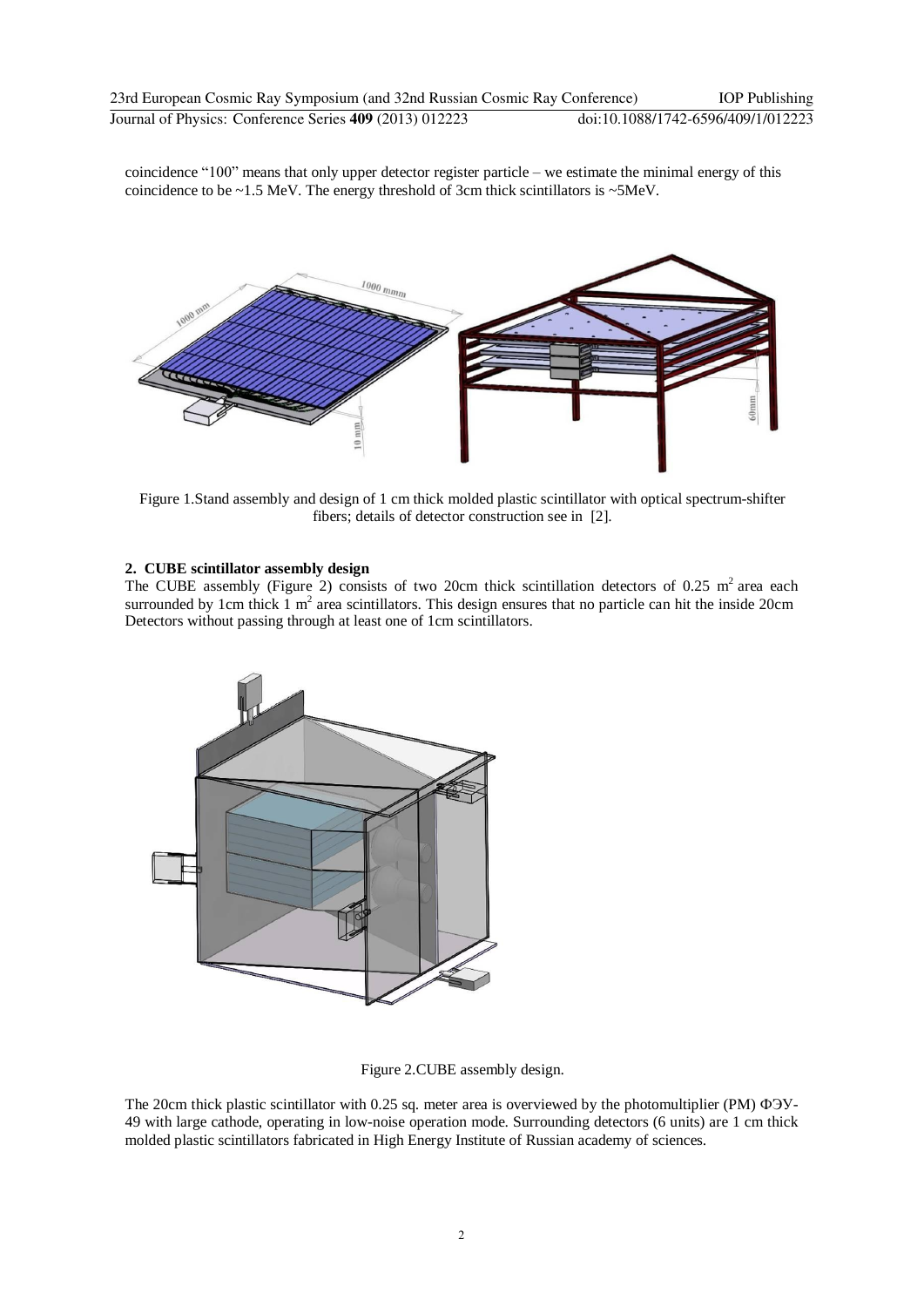coincidence “100” means that only upper detector register particle – we estimate the minimal energy of this coincidence to be ~1.5 MeV. The energy threshold of 3cm thick scintillators is ~5MeV.

Figure 1.Stand assembly and design of 1 cm thick molded plastic scintillator with optical spectrum-shifter fibers; details of detector construction see in [2].

## 2. CUBE scintillator assembly design

The CUBE assembly (Figure 2) consists of two 20cm thick scintillation detectors of 0.25 $m^2$ area each surrounded by 1cm thick 1 $m^2$ area scintillators. This design ensures that no particle can hit the inside 20cm Detectors without passing through at least one of 1cm scintillators.

Figure 2.CUBE assembly design.

The 20cm thick plastic scintillator with 0.25 sq. meter area is overviewed by the photomultiplier (PM) ФЭУ-49 with large cathode, operating in low-noise operation mode. Surrounding detectors (6 units) are 1 cm thick molded plastic scintillators fabricated in High Energy Institute of Russian academy of sciences.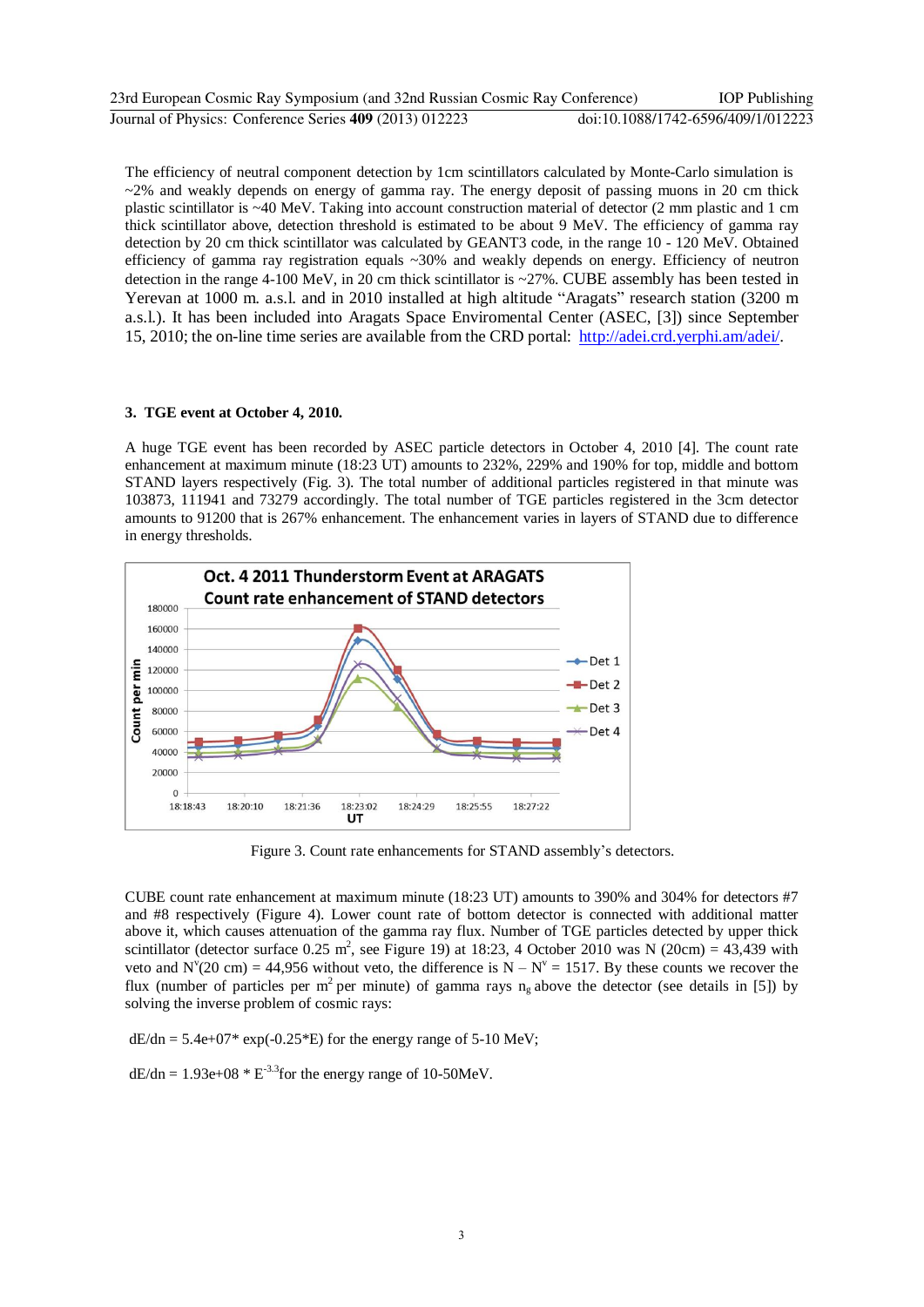The efficiency of neutral component detection by 1cm scintillators calculated by Monte-Carlo simulation is ~2% and weakly depends on energy of gamma ray. The energy deposit of passing muons in 20 cm thick plastic scintillator is ~40 MeV. Taking into account construction material of detector (2 mm plastic and 1 cm thick scintillator above, detection threshold is estimated to be about 9 MeV. The efficiency of gamma ray detection by 20 cm thick scintillator was calculated by GEANT3 code, in the range 10 - 120 MeV. Obtained efficiency of gamma ray registration equals ~30% and weakly depends on energy. Efficiency of neutron detection in the range 4-100 MeV, in 20 cm thick scintillator is ~27%. CUBE assembly has been tested in Yerevan at 1000 m. a.s.l. and in 2010 installed at high altitude "Aragats" research station (3200 m a.s.l.). It has been included into Aragats Space Enviromental Center (ASEC, [3]) since September 15, 2010; the on-line time series are available from the CRD portal: http://adei.crd.yerphi.am/adei/.

## 3. TGE event at October 4, 2010.

A huge TGE event has been recorded by ASEC particle detectors in October 4, 2010 [4]. The count rate enhancement at maximum minute (18:23 UT) amounts to 232%, 229% and 190% for top, middle and bottom STAND layers respectively (Fig. 3). The total number of additional particles registered in that minute was 103873, 111941 and 73279 accordingly. The total number of TGE particles registered in the 3cm detector amounts to 91200 that is 267% enhancement. The enhancement varies in layers of STAND due to difference in energy thresholds.

Figure 3. Count rate enhancements for STAND assembly's detectors.

CUBE count rate enhancement at maximum minute (18:23 UT) amounts to 390% and 304% for detectors #7 and #8 respectively (Figure 4). Lower count rate of bottom detector is connected with additional matter above it, which causes attenuation of the gamma ray flux. Number of TGE particles detected by upper thick scintillator (detector surface 0.25 $m^2$, see Figure 19) at 18:23, 4 October 2010 was N (20cm) = 43,439 with veto and $N^v$(20 cm) = 44,956 without veto, the difference is $N - N^v$ = 1517. By these counts we recover the flux (number of particles per $m^2$ per minute) of gamma rays $n_g$ above the detector (see details in [5]) by solving the inverse problem of cosmic rays:

$dE/dn = 5.4e+07 * \exp(-0.25*E)$ for the energy range of 5-10 MeV;

$dE/dn = 1.93e+08 * E^{-3.3}$ for the energy range of 10-50MeV.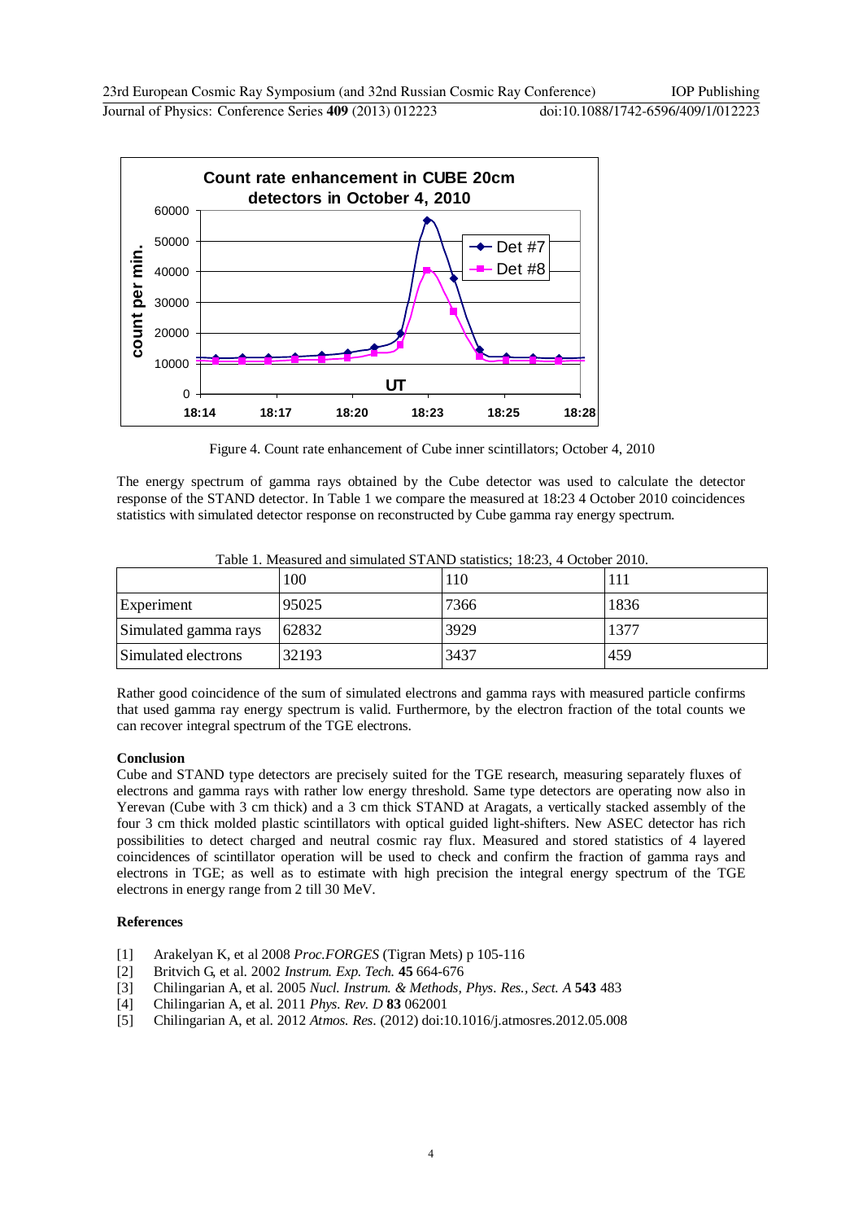Count rate enhancement in CUBE 20cm detectors in October 4, 2010

60000
50000
40000
30000
20000
10000
0

count per min.

Det #7
Det #8

UT

18:14 18:17 18:20 18:23 18:25 18:28

Figure 4. Count rate enhancement of Cube inner scintillators; October 4, 2010

The energy spectrum of gamma rays obtained by the Cube detector was used to calculate the detector response of the STAND detector. In Table 1 we compare the measured at 18:23 4 October 2010 coincidences statistics with simulated detector response on reconstructed by Cube gamma ray energy spectrum.

Table 1. Measured and simulated STAND statistics; 18:23, 4 October 2010.

| | 100 | 110 | 111 |
|---|---|---|---|
| Experiment | 95025 | 7366 | 1836 |
| Simulated gamma rays | 62832 | 3929 | 1377 |
| Simulated electrons | 32193 | 3437 | 459 |

Rather good coincidence of the sum of simulated electrons and gamma rays with measured particle confirms that used gamma ray energy spectrum is valid. Furthermore, by the electron fraction of the total counts we can recover integral spectrum of the TGE electrons.

## Conclusion

Cube and STAND type detectors are precisely suited for the TGE research, measuring separately fluxes of electrons and gamma rays with rather low energy threshold. Same type detectors are operating now also in Yerevan (Cube with 3 cm thick) and a 3 cm thick STAND at Aragats, a vertically stacked assembly of the four 3 cm thick molded plastic scintillators with optical guided light-shifters. New ASEC detector has rich possibilities to detect charged and neutral cosmic ray flux. Measured and stored statistics of 4 layered coincidences of scintillator operation will be used to check and confirm the fraction of gamma rays and electrons in TGE; as well as to estimate with high precision the integral energy spectrum of the TGE electrons in energy range from 2 till 30 MeV.

## References

[1] Arakelyan K, et al 2008 *Proc.FORGES* (Tigran Mets) p 105-116

[2] Britvich G, et al. 2002 *Instrum. Exp. Tech.* **45** 664-676

[3] Chilingarian A, et al. 2005 *Nucl. Instrum. & Methods, Phys. Res., Sect. A* **543** 483

[4] Chilingarian A, et al. 2011 *Phys. Rev. D* **83** 062001

[5] Chilingarian A, et al. 2012 *Atmos. Res.* (2012) doi:10.1016/j.atmosres.2012.05.008